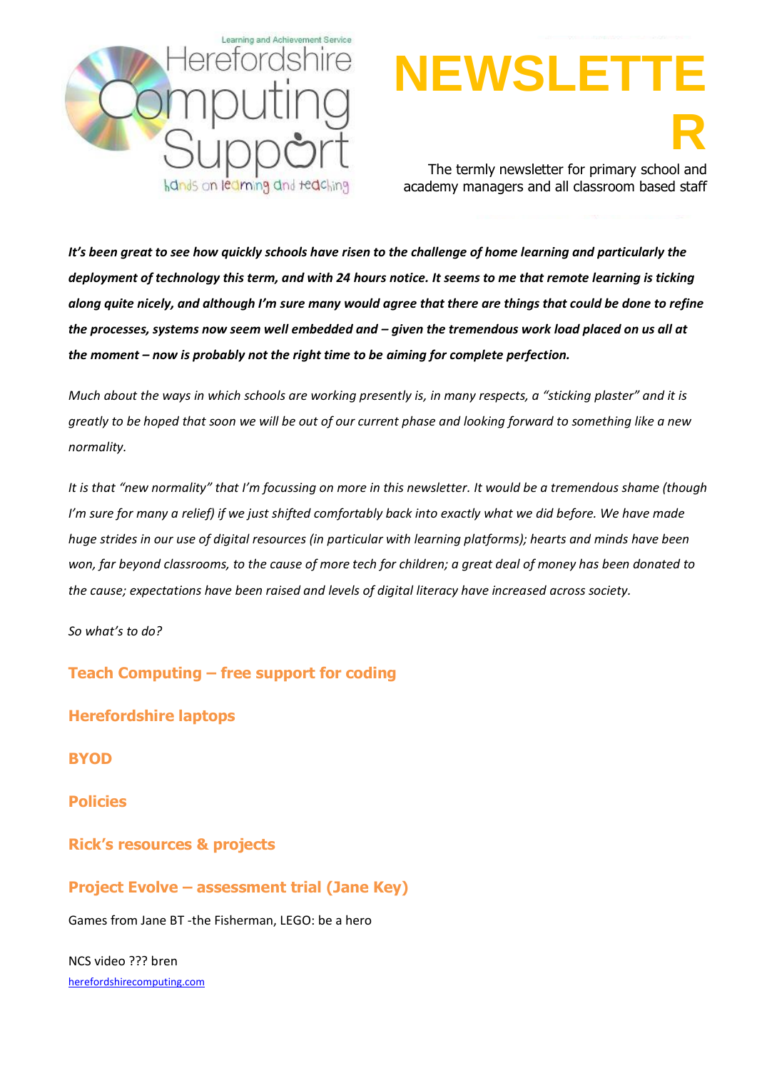Learning and Achievement Service

Herefordshire Computing Support

hands on learning and teaching

# NEWSLETTER

The termly newsletter for primary school and academy managers and all classroom based staff

***It's been great to see how quickly schools have risen to the challenge of home learning and particularly the deployment of technology this term, and with 24 hours notice. It seems to me that remote learning is ticking along quite nicely, and although I'm sure many would agree that there are things that could be done to refine the processes, systems now seem well embedded and – given the tremendous work load placed on us all at the moment – now is probably not the right time to be aiming for complete perfection.***

*Much about the ways in which schools are working presently is, in many respects, a "sticking plaster" and it is greatly to be hoped that soon we will be out of our current phase and looking forward to something like a new normality.*

*It is that "new normality" that I'm focussing on more in this newsletter. It would be a tremendous shame (though I'm sure for many a relief) if we just shifted comfortably back into exactly what we did before. We have made huge strides in our use of digital resources (in particular with learning platforms); hearts and minds have been won, far beyond classrooms, to the cause of more tech for children; a great deal of money has been donated to the cause; expectations have been raised and levels of digital literacy have increased across society.*

*So what's to do?*

## Teach Computing – free support for coding

## Herefordshire laptops

## BYOD

## Policies

## Rick's resources & projects

## Project Evolve – assessment trial (Jane Key)

Games from Jane BT -the Fisherman, LEGO: be a hero

NCS video ??? bren

herefordshirecomputing.com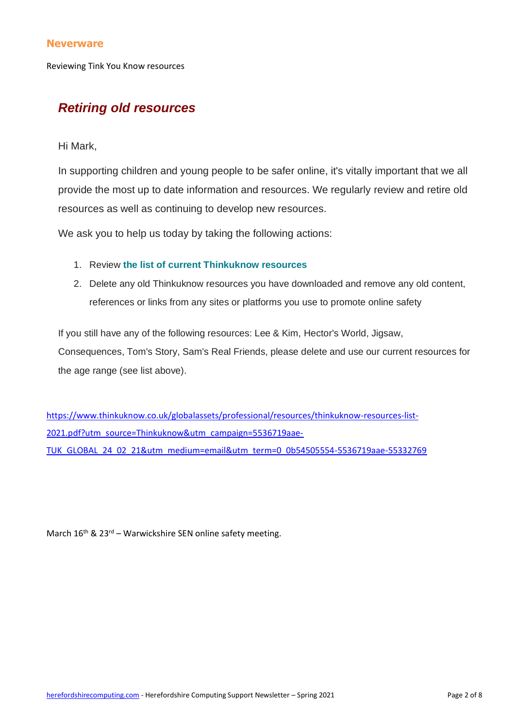## Neverware

Reviewing Tink You Know resources

### *Retiring old resources*

Hi Mark,

In supporting children and young people to be safer online, it's vitally important that we all provide the most up to date information and resources. We regularly review and retire old resources as well as continuing to develop new resources.

We ask you to help us today by taking the following actions:

1. Review **the list of current Thinkuknow resources**
2. Delete any old Thinkuknow resources you have downloaded and remove any old content, references or links from any sites or platforms you use to promote online safety

If you still have any of the following resources: Lee & Kim, Hector's World, Jigsaw, Consequences, Tom's Story, Sam's Real Friends, please delete and use our current resources for the age range (see list above).

https://www.thinkuknow.co.uk/globalassets/professional/resources/thinkuknow-resources-list-2021.pdf?utm_source=Thinkuknow&utm_campaign=5536719aae-TUK_GLOBAL_24_02_21&utm_medium=email&utm_term=0_0b54505554-5536719aae-55332769

March 16th & 23rd – Warwickshire SEN online safety meeting.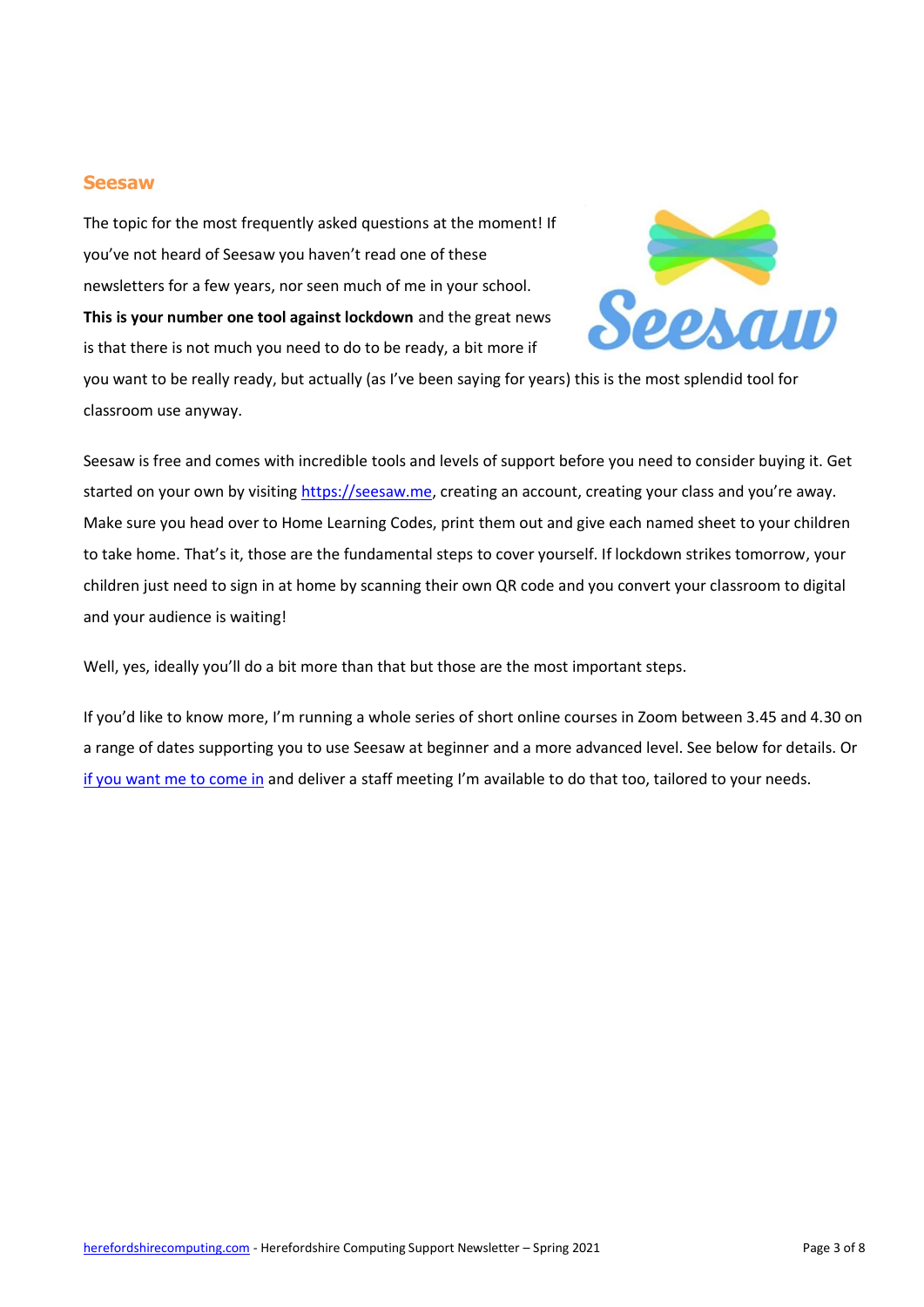## Seesaw

The topic for the most frequently asked questions at the moment! If you've not heard of Seesaw you haven't read one of these newsletters for a few years, nor seen much of me in your school. **This is your number one tool against lockdown** and the great news is that there is not much you need to do to be ready, a bit more if you want to be really ready, but actually (as I've been saying for years) this is the most splendid tool for classroom use anyway.

Seesaw is free and comes with incredible tools and levels of support before you need to consider buying it. Get started on your own by visiting [https://seesaw.me](https://seesaw.me), creating an account, creating your class and you're away. Make sure you head over to Home Learning Codes, print them out and give each named sheet to your children to take home. That's it, those are the fundamental steps to cover yourself. If lockdown strikes tomorrow, your children just need to sign in at home by scanning their own QR code and you convert your classroom to digital and your audience is waiting!

Well, yes, ideally you'll do a bit more than that but those are the most important steps.

If you'd like to know more, I'm running a whole series of short online courses in Zoom between 3.45 and 4.30 on a range of dates supporting you to use Seesaw at beginner and a more advanced level. See below for details. Or if you want me to come in and deliver a staff meeting I'm available to do that too, tailored to your needs.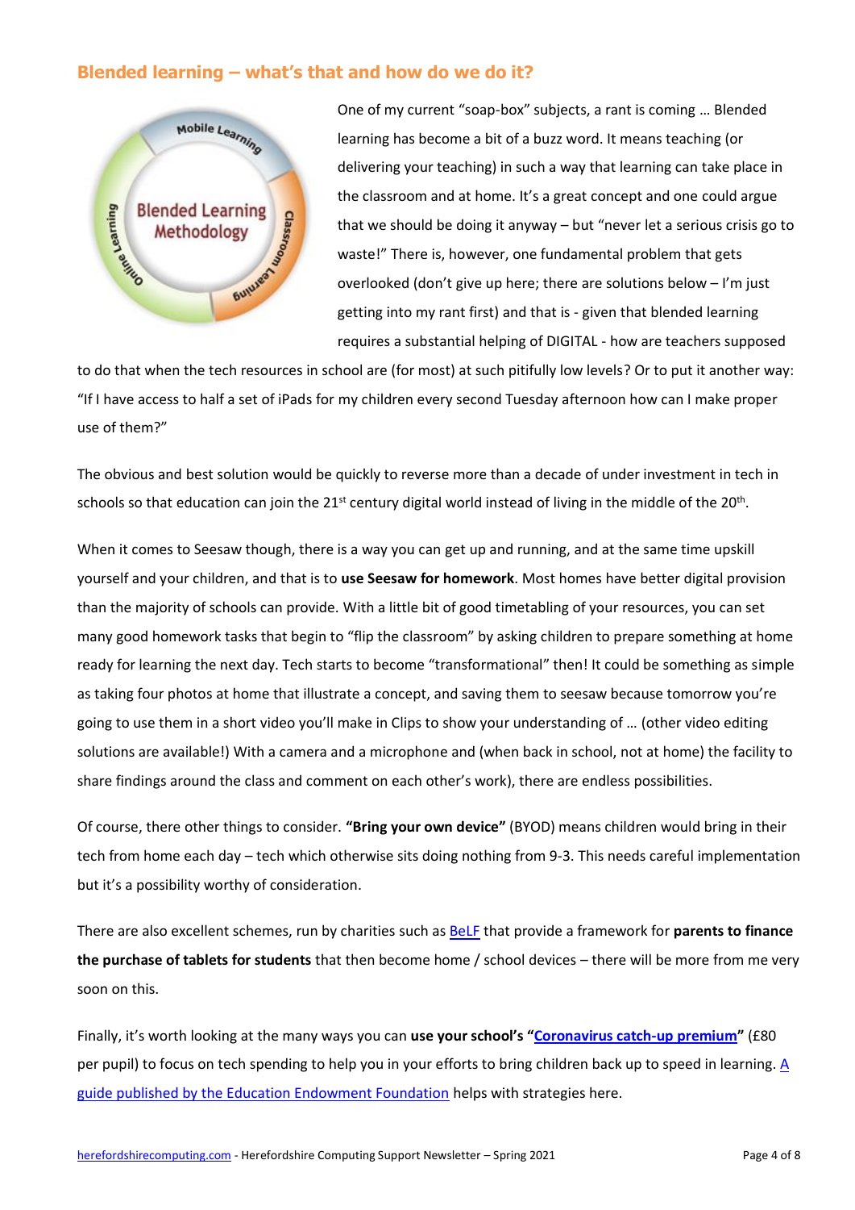## Blended learning – what's that and how do we do it?

One of my current "soap-box" subjects, a rant is coming … Blended learning has become a bit of a buzz word. It means teaching (or delivering your teaching) in such a way that learning can take place in the classroom and at home. It's a great concept and one could argue that we should be doing it anyway – but "never let a serious crisis go to waste!" There is, however, one fundamental problem that gets overlooked (don't give up here; there are solutions below – I'm just getting into my rant first) and that is - given that blended learning requires a substantial helping of DIGITAL - how are teachers supposed to do that when the tech resources in school are (for most) at such pitifully low levels? Or to put it another way: "If I have access to half a set of iPads for my children every second Tuesday afternoon how can I make proper use of them?"

The obvious and best solution would be quickly to reverse more than a decade of under investment in tech in schools so that education can join the 21st century digital world instead of living in the middle of the 20th.

When it comes to Seesaw though, there is a way you can get up and running, and at the same time upskill yourself and your children, and that is to **use Seesaw for homework**. Most homes have better digital provision than the majority of schools can provide. With a little bit of good timetabling of your resources, you can set many good homework tasks that begin to "flip the classroom" by asking children to prepare something at home ready for learning the next day. Tech starts to become "transformational" then! It could be something as simple as taking four photos at home that illustrate a concept, and saving them to seesaw because tomorrow you're going to use them in a short video you'll make in Clips to show your understanding of … (other video editing solutions are available!) With a camera and a microphone and (when back in school, not at home) the facility to share findings around the class and comment on each other's work), there are endless possibilities.

Of course, there other things to consider. **"Bring your own device"** (BYOD) means children would bring in their tech from home each day – tech which otherwise sits doing nothing from 9-3. This needs careful implementation but it's a possibility worthy of consideration.

There are also excellent schemes, run by charities such as [BeLF]() that provide a framework for **parents to finance the purchase of tablets for students** that then become home / school devices – there will be more from me very soon on this.

Finally, it's worth looking at the many ways you can **use your school's "[Coronavirus catch-up premium]()"** (£80 per pupil) to focus on tech spending to help you in your efforts to bring children back up to speed in learning. [A guide published by the Education Endowment Foundation]() helps with strategies here.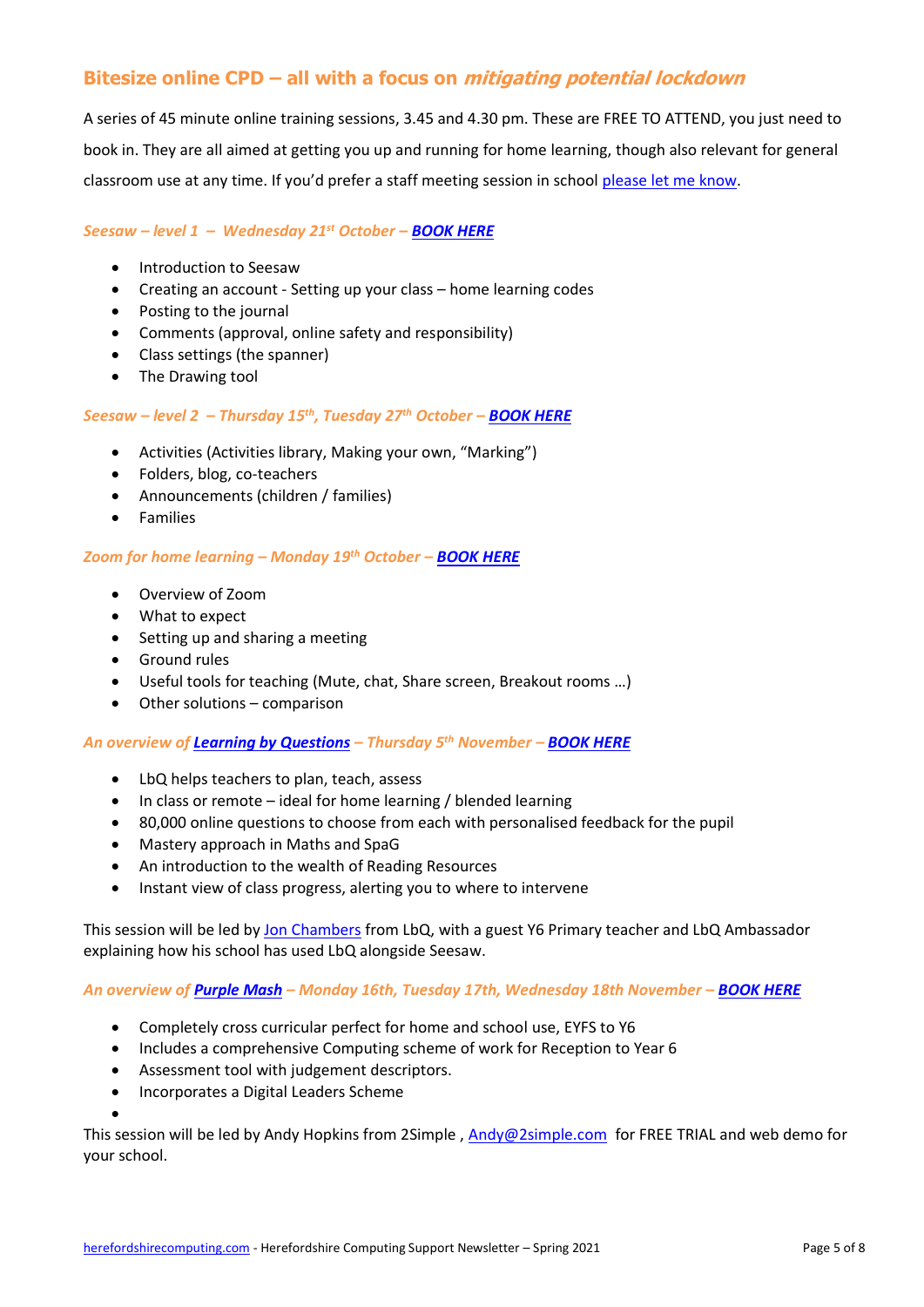## Bitesize online CPD – all with a focus on *mitigating potential lockdown*

A series of 45 minute online training sessions, 3.45 and 4.30 pm. These are FREE TO ATTEND, you just need to book in. They are all aimed at getting you up and running for home learning, though also relevant for general classroom use at any time. If you'd prefer a staff meeting session in school please let me know.

### *Seesaw – level 1 – Wednesday 21st October – **BOOK HERE***

- Introduction to Seesaw
- Creating an account - Setting up your class – home learning codes
- Posting to the journal
- Comments (approval, online safety and responsibility)
- Class settings (the spanner)
- The Drawing tool

### *Seesaw – level 2 – Thursday 15th, Tuesday 27th October – **BOOK HERE***

- Activities (Activities library, Making your own, "Marking")
- Folders, blog, co-teachers
- Announcements (children / families)
- Families

### *Zoom for home learning – Monday 19th October – **BOOK HERE***

- Overview of Zoom
- What to expect
- Setting up and sharing a meeting
- Ground rules
- Useful tools for teaching (Mute, chat, Share screen, Breakout rooms …)
- Other solutions – comparison

### *An overview of **Learning by Questions** – Thursday 5th November – **BOOK HERE***

- LbQ helps teachers to plan, teach, assess
- In class or remote – ideal for home learning / blended learning
- 80,000 online questions to choose from each with personalised feedback for the pupil
- Mastery approach in Maths and SpaG
- An introduction to the wealth of Reading Resources
- Instant view of class progress, alerting you to where to intervene

This session will be led by Jon Chambers from LbQ, with a guest Y6 Primary teacher and LbQ Ambassador explaining how his school has used LbQ alongside Seesaw.

### *An overview of **Purple Mash** – Monday 16th, Tuesday 17th, Wednesday 18th November – **BOOK HERE***

- Completely cross curricular perfect for home and school use, EYFS to Y6
- Includes a comprehensive Computing scheme of work for Reception to Year 6
- Assessment tool with judgement descriptors.
- Incorporates a Digital Leaders Scheme

This session will be led by Andy Hopkins from 2Simple , Andy@2simple.com for FREE TRIAL and web demo for your school.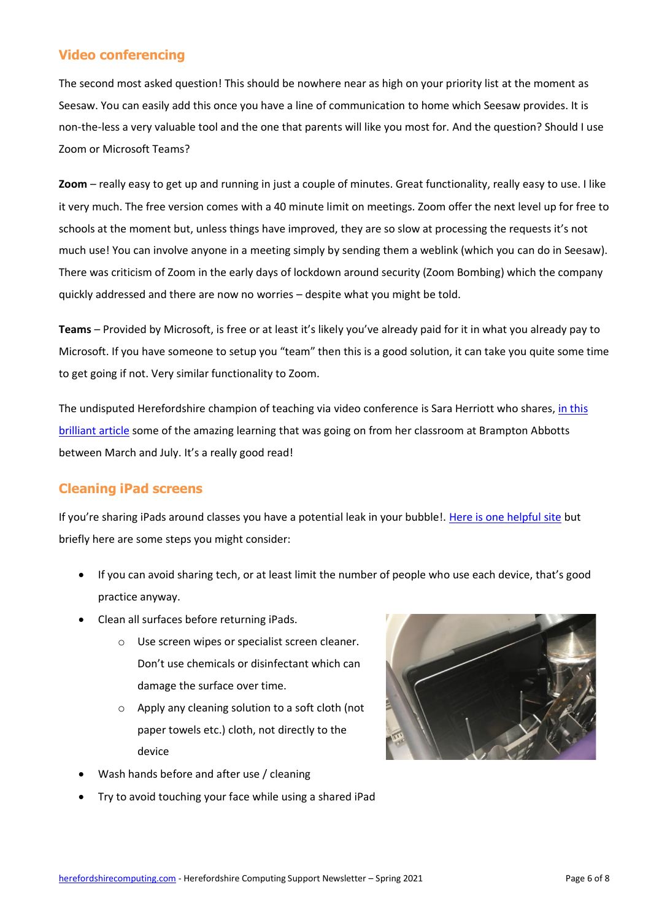## Video conferencing

The second most asked question! This should be nowhere near as high on your priority list at the moment as Seesaw. You can easily add this once you have a line of communication to home which Seesaw provides. It is non-the-less a very valuable tool and the one that parents will like you most for. And the question? Should I use Zoom or Microsoft Teams?

**Zoom** – really easy to get up and running in just a couple of minutes. Great functionality, really easy to use. I like it very much. The free version comes with a 40 minute limit on meetings. Zoom offer the next level up for free to schools at the moment but, unless things have improved, they are so slow at processing the requests it's not much use! You can involve anyone in a meeting simply by sending them a weblink (which you can do in Seesaw). There was criticism of Zoom in the early days of lockdown around security (Zoom Bombing) which the company quickly addressed and there are now no worries – despite what you might be told.

**Teams** – Provided by Microsoft, is free or at least it's likely you've already paid for it in what you already pay to Microsoft. If you have someone to setup you "team" then this is a good solution, it can take you quite some time to get going if not. Very similar functionality to Zoom.

The undisputed Herefordshire champion of teaching via video conference is Sara Herriott who shares, in this brilliant article some of the amazing learning that was going on from her classroom at Brampton Abbotts between March and July. It's a really good read!

## Cleaning iPad screens

If you're sharing iPads around classes you have a potential leak in your bubble!. Here is one helpful site but briefly here are some steps you might consider:

- If you can avoid sharing tech, or at least limit the number of people who use each device, that's good practice anyway.
- Clean all surfaces before returning iPads.
  - Use screen wipes or specialist screen cleaner. Don't use chemicals or disinfectant which can damage the surface over time.
  - Apply any cleaning solution to a soft cloth (not paper towels etc.) cloth, not directly to the device
- Wash hands before and after use / cleaning
- Try to avoid touching your face while using a shared iPad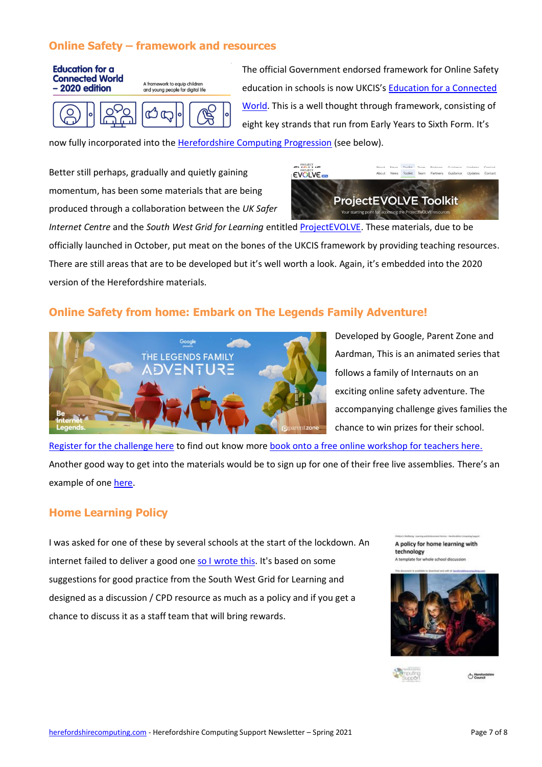## Online Safety – framework and resources

The official Government endorsed framework for Online Safety education in schools is now UKCIS's Education for a Connected World. This is a well thought through framework, consisting of eight key strands that run from Early Years to Sixth Form. It's now fully incorporated into the Herefordshire Computing Progression (see below).

Better still perhaps, gradually and quietly gaining momentum, has been some materials that are being produced through a collaboration between the *UK Safer Internet Centre* and the *South West Grid for Learning* entitled ProjectEVOLVE. These materials, due to be officially launched in October, put meat on the bones of the UKCIS framework by providing teaching resources. There are still areas that are to be developed but it's well worth a look. Again, it's embedded into the 2020 version of the Herefordshire materials.

## Online Safety from home: Embark on The Legends Family Adventure!

Developed by Google, Parent Zone and Aardman, This is an animated series that follows a family of Internauts on an exciting online safety adventure. The accompanying challenge gives families the chance to win prizes for their school.

Register for the challenge here to find out know more book onto a free online workshop for teachers here. Another good way to get into the materials would be to sign up for one of their free live assemblies. There's an example of one here.

## Home Learning Policy

I was asked for one of these by several schools at the start of the lockdown. An internet failed to deliver a good one so I wrote this. It's based on some suggestions for good practice from the South West Grid for Learning and designed as a discussion / CPD resource as much as a policy and if you get a chance to discuss it as a staff team that will bring rewards.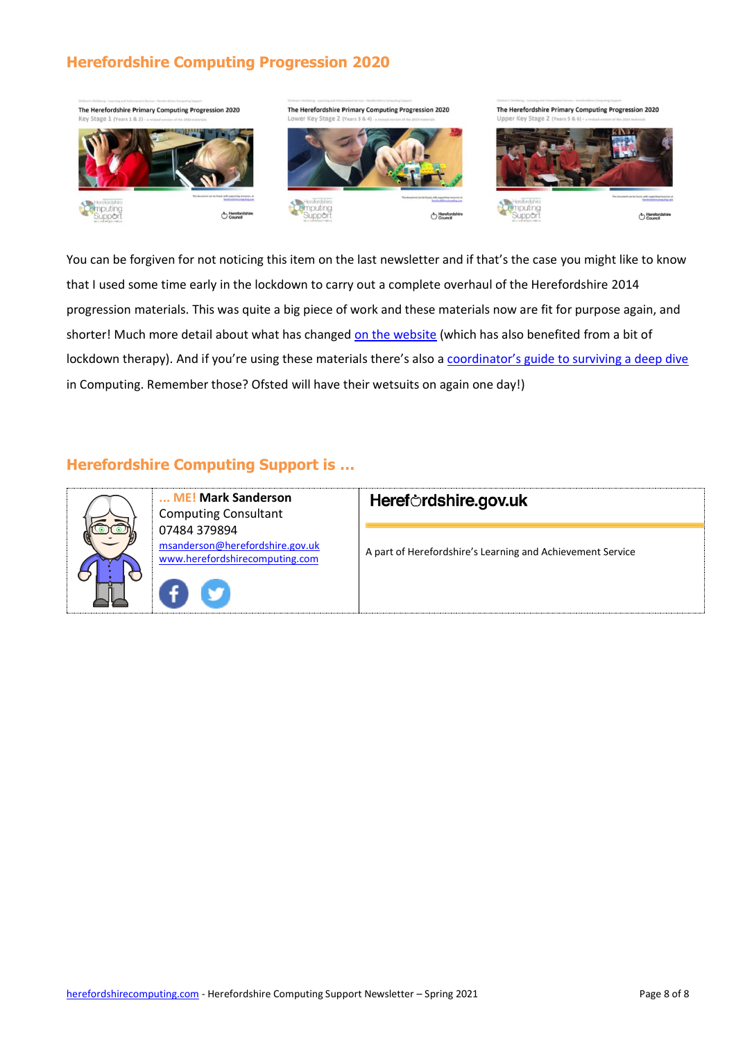## Herefordshire Computing Progression 2020

You can be forgiven for not noticing this item on the last newsletter and if that's the case you might like to know that I used some time early in the lockdown to carry out a complete overhaul of the Herefordshire 2014 progression materials. This was quite a big piece of work and these materials now are fit for purpose again, and shorter! Much more detail about what has changed on the website (which has also benefited from a bit of lockdown therapy). And if you're using these materials there's also a coordinator's guide to surviving a deep dive in Computing. Remember those? Ofsted will have their wetsuits on again one day!)

## Herefordshire Computing Support is …

| | | |
|---|---|---|
| | **… ME! Mark Sanderson**<br>Computing Consultant<br>07484 379894<br>msanderson@herefordshire.gov.uk<br>www.herefordshirecomputing.com | **Herefordshire.gov.uk**<br>A part of Herefordshire's Learning and Achievement Service |